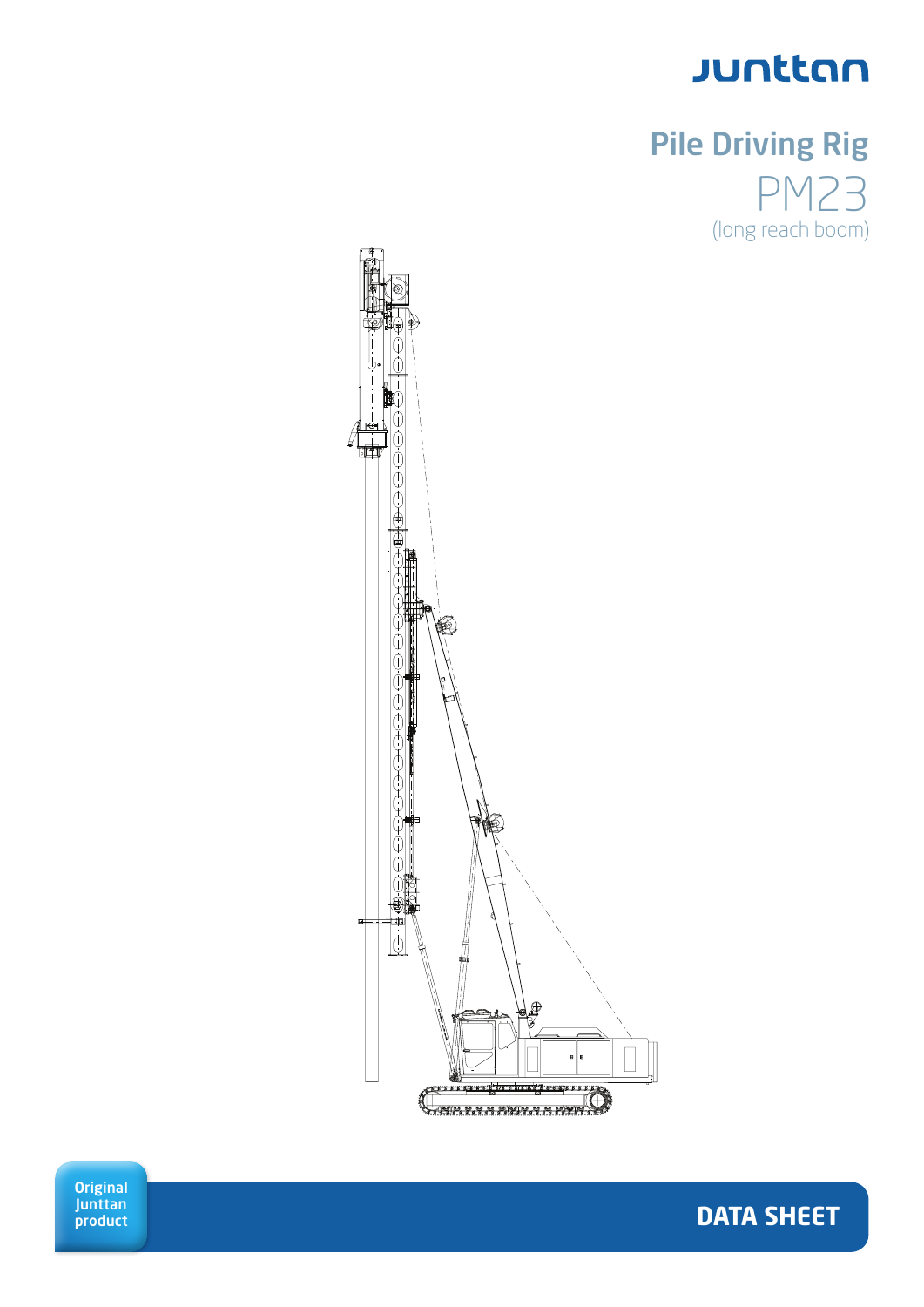junttan

# Pile Driving Rig

## PM23

(long reach boom)

Original Junttan product

**DATA SHEET**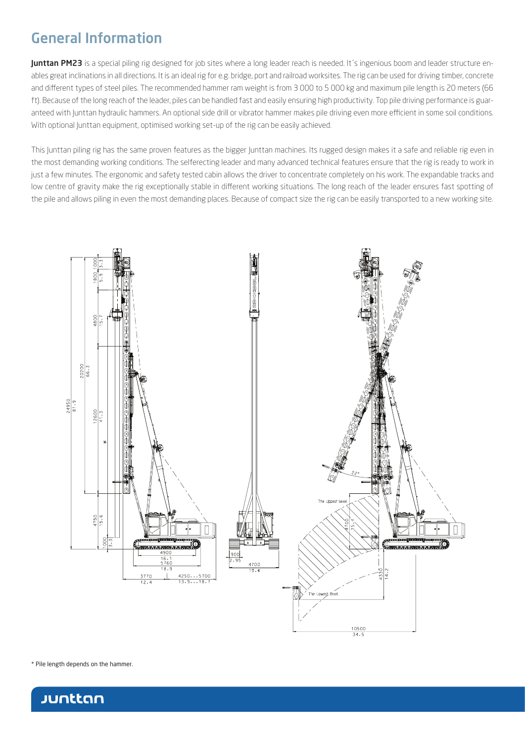# General Information

**Junttan PM23** is a special piling rig designed for job sites where a long leader reach is needed. It´s ingenious boom and leader structure enables great inclinations in all directions. It is an ideal rig for e.g. bridge, port and railroad worksites. The rig can be used for driving timber, concrete and different types of steel piles. The recommended hammer ram weight is from 3 000 to 5 000 kg and maximum pile length is 20 meters (66 ft). Because of the long reach of the leader, piles can be handled fast and easily ensuring high productivity. Top pile driving performance is guaranteed with Junttan hydraulic hammers. An optional side drill or vibrator hammer makes pile driving even more efficient in some soil conditions. With optional Junttan equipment, optimised working set-up of the rig can be easily achieved.

This Junttan piling rig has the same proven features as the bigger Junttan machines. Its rugged design makes it a safe and reliable rig even in the most demanding working conditions. The selferecting leader and many advanced technical features ensure that the rig is ready to work in just a few minutes. The ergonomic and safety tested cabin allows the driver to concentrate completely on his work. The expandable tracks and low centre of gravity make the rig exceptionally stable in different working situations. The long reach of the leader ensures fast spotting of the pile and allows piling in even the most demanding places. Because of compact size the rig can be easily transported to a new working site.

\* Pile length depends on the hammer.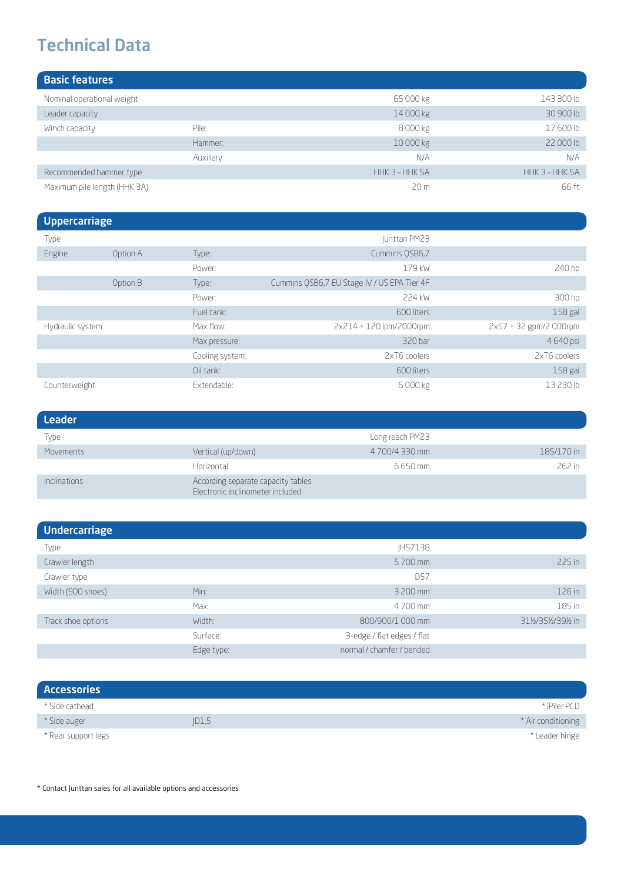# Technical Data

## Basic features

| | | | |
|---|---|---|---|
| Nominal operational weight | | 65 000 kg | 143 300 lb |
| Leader capacity | | 14 000 kg | 30 900 lb |
| Winch capacity | Pile: | 8 000 kg | 17 600 lb |
| | Hammer: | 10 000 kg | 22 000 lb |
| | Auxiliary: | N/A | N/A |
| Recommended hammer type | | HHK 3 – HHK 5A | HHK 3 – HHK 5A |
| Maximum pile length (HHK 3A) | | 20 m | 66 ft |

## Uppercarriage

| | | | | |
|---|---|---|---|---|
| Type | | | Junttan PM23 | |
| Engine | Option A | Type: | Cummins QSB6,7 | |
| | | Power: | 179 kW | 240 hp |
| | Option B | Type: | Cummins QSB6,7 EU Stage IV / US EPA Tier 4F | |
| | | Power: | 224 kW | 300 hp |
| | | Fuel tank: | 600 liters | 158 gal |
| Hydraulic system | | Max flow: | 2x214 + 120 lpm/2000rpm | 2x57 + 32 gpm/2 000rpm |
| | | Max pressure: | 320 bar | 4 640 psi |
| | | Cooling system: | 2xT6 coolers | 2xT6 coolers |
| | | Oil tank: | 600 liters | 158 gal |
| Counterweight | | Extendable: | 6 000 kg | 13 230 lb |

## Leader

| | | | |
|---|---|---|---|
| Type | | Long reach PM23 | |
| Movements | Vertical (up/down) | 4 700/4 330 mm | 185/170 in |
| | Horizontal | 6 650 mm | 262 in |
| Inclinations | According separate capacity tables<br>Electronic inclinometer included | | |

## Undercarriage

| | | | |
|---|---|---|---|
| Type | | JH57138 | |
| Crawler length | | 5 700 mm | 225 in |
| Crawler type | | D57 | |
| Width (900 shoes) | Min: | 3 200 mm | 126 in |
| | Max: | 4 700 mm | 185 in |
| Track shoe options | Width: | 800/900/1 000 mm | 31½/35½/39½ in |
| | Surface: | 3-edge / flat edges / flat | |
| | Edge type: | normal / chamfer / bended | |

## Accessories

| | | |
|---|---|---|
| * Side cathead | | * iPiler PCD |
| * Side auger | JD1,5 | * Air conditioning |
| * Rear support legs | | * Leader hinge |

* Contact Junttan sales for all available options and accessories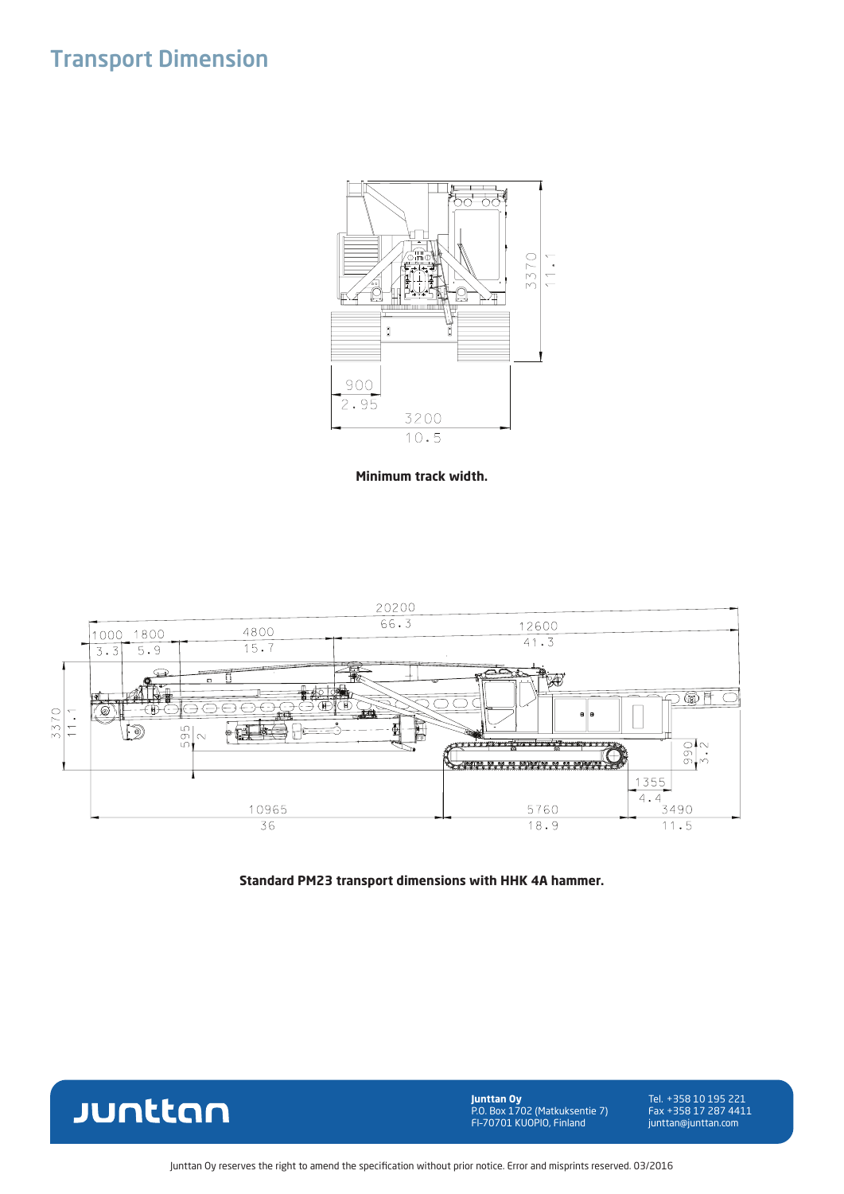# Transport Dimension

3370
11.1
900
2.95
3200
10.5

**Minimum track width.**

20200
66.3
1000
3.3
1800
5.9
4800
15.7
12600
41.3
3370
11.1
595
2
990
3.2
1355
4.4
10965
36
5760
18.9
3490
11.5

**Standard PM23 transport dimensions with HHK 4A hammer.**

**Junttan Oy**
P.O. Box 1702 (Matkuksentie 7)
FI-70701 KUOPIO, Finland

Tel. +358 10 195 221
Fax +358 17 287 4411
junttan@junttan.com

Junttan Oy reserves the right to amend the specification without prior notice. Error and misprints reserved. 03/2016